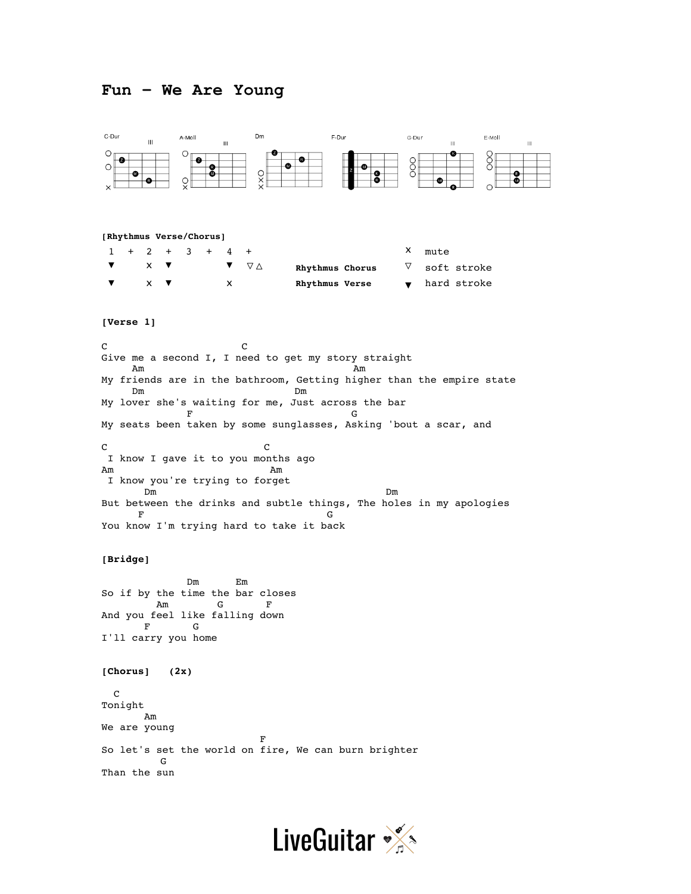# Fun – We Are Young

C-Dur | A-Moll | Dm | F-Dur | G-Dur | E-Moll

**[Rhythmus Verse/Chorus]**

| 1 | + | 2 | + | 3 | + | 4 | + | | | |
|---|---|---|---|---|---|---|---|---|---|---|
| ▼ | | x | ▼ | | | ▼ | ▽△ | **Rhythmus Chorus** | ▽ | soft stroke |
| ▼ | | x | ▼ | | | x | | **Rhythmus Verse** | ▼ | hard stroke |
| | | | | | | | | | x | mute |

**[Verse 1]**

```
C                      C
Give me a second I, I need to get my story straight
     Am                                   Am
My friends are in the bathroom, Getting higher than the empire state
     Dm                        Dm
My lover she's waiting for me, Just across the bar
              F                           G
My seats been taken by some sunglasses, Asking 'bout a scar, and

C                          C
 I know I gave it to you months ago
Am                          Am
 I know you're trying to forget
       Dm                                        Dm
But between the drinks and subtle things, The holes in my apologies
      F                             G
You know I'm trying hard to take it back
```

**[Bridge]**

```
              Dm      Em
So if by the time the bar closes
         Am        G       F
And you feel like falling down
       F       G
I'll carry you home
```

**[Chorus]** (2x)

```
  C
Tonight
       Am
We are young
                          F
So let's set the world on fire, We can burn brighter
         G
Than the sun
```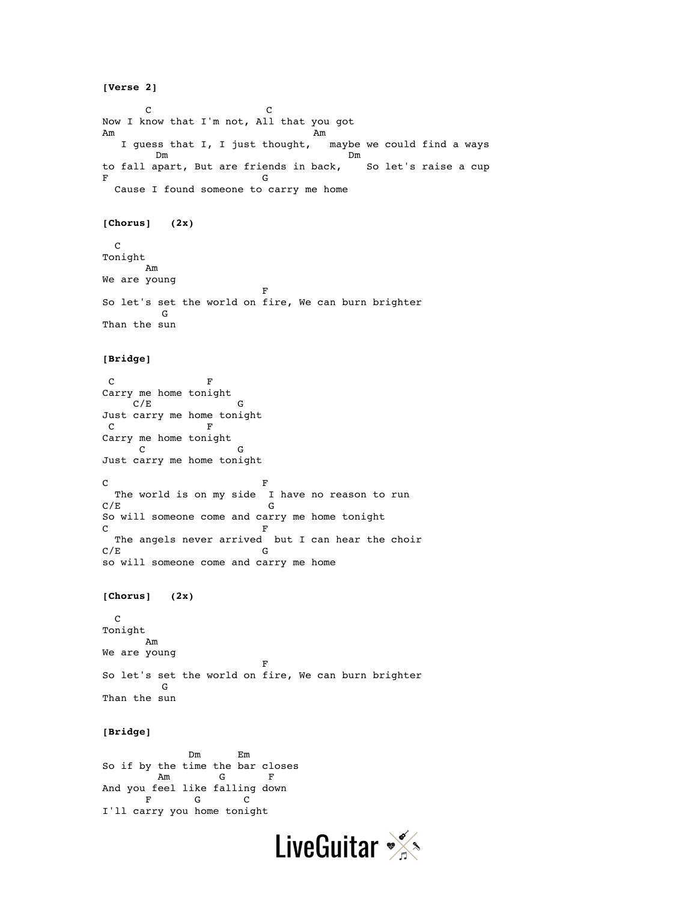**[Verse 2]**

```
       C                   C
Now I know that I'm not, All that you got
Am                                 Am
   I guess that I, I just thought,   maybe we could find a ways
        Dm                               Dm
to fall apart, But are friends in back,    So let's raise a cup
F                          G
  Cause I found someone to carry me home
```

**[Chorus]   (2x)**

```
  C
Tonight
       Am
We are young
                           F
So let's set the world on fire, We can burn brighter
          G
Than the sun
```

**[Bridge]**

```
 C              F
Carry me home tonight
     C/E             G
Just carry me home tonight
 C              F
Carry me home tonight
      C              G
Just carry me home tonight

C                          F
  The world is on my side  I have no reason to run
C/E                         G
So will someone come and carry me home tonight
C                          F
  The angels never arrived  but I can hear the choir
C/E                        G
so will someone come and carry me home
```

**[Chorus]   (2x)**

```
  C
Tonight
       Am
We are young
                           F
So let's set the world on fire, We can burn brighter
          G
Than the sun
```

**[Bridge]**

```
              Dm      Em
So if by the time the bar closes
         Am        G       F
And you feel like falling down
       F       G       C
I'll carry you home tonight
```